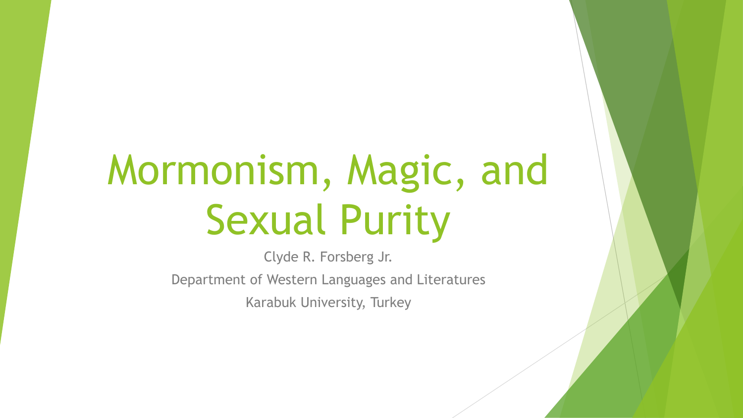# Mormonism, Magic, and Sexual Purity

Clyde R. Forsberg Jr.

Department of Western Languages and Literatures

Karabuk University, Turkey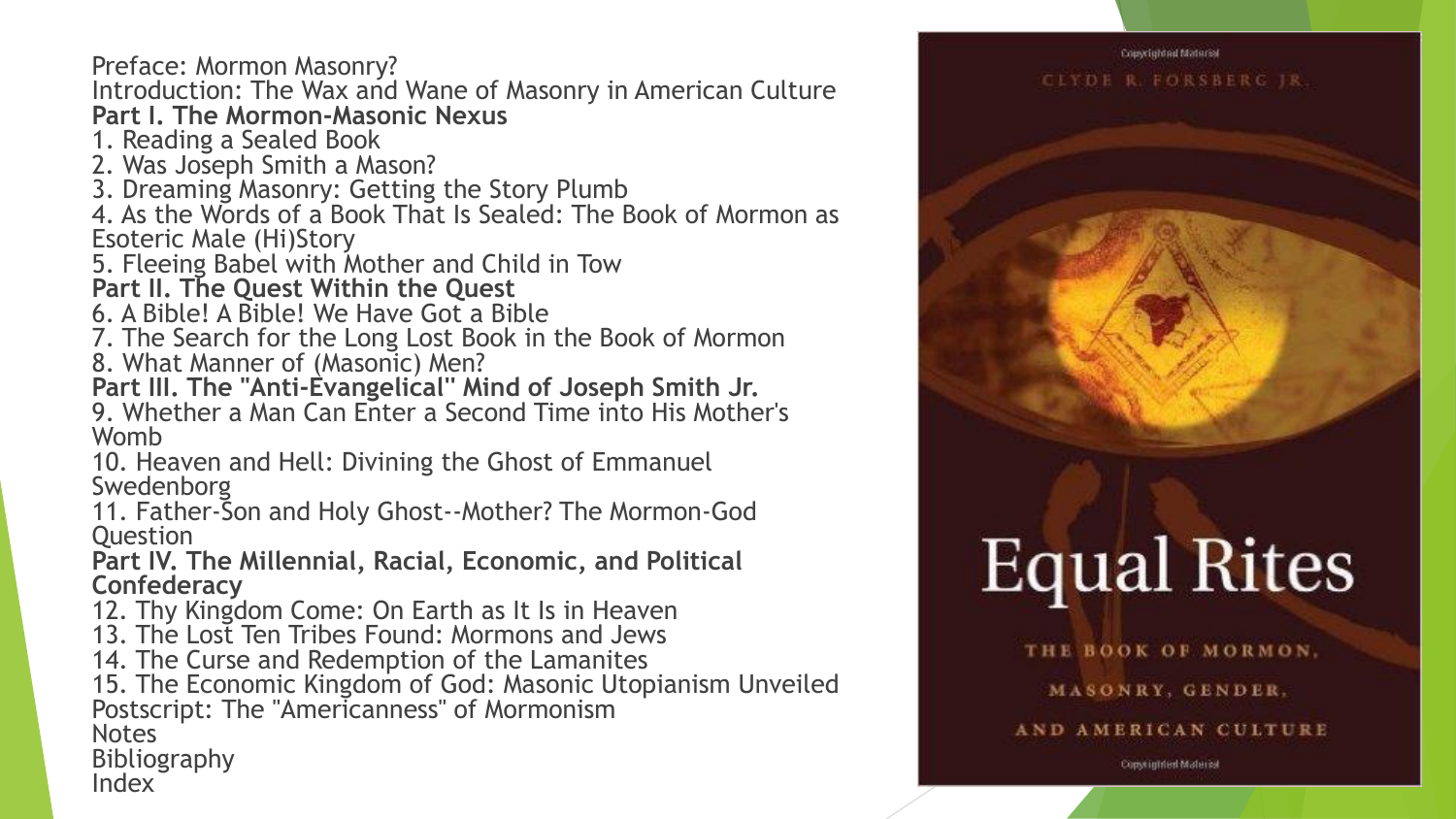Preface: Mormon Masonry?
Introduction: The Wax and Wane of Masonry in American Culture

**Part I. The Mormon-Masonic Nexus**

1. Reading a Sealed Book
2. Was Joseph Smith a Mason?
3. Dreaming Masonry: Getting the Story Plumb
4. As the Words of a Book That Is Sealed: The Book of Mormon as Esoteric Male (Hi)Story
5. Fleeing Babel with Mother and Child in Tow

**Part II. The Quest Within the Quest**

6. A Bible! A Bible! We Have Got a Bible
7. The Search for the Long Lost Book in the Book of Mormon
8. What Manner of (Masonic) Men?

**Part III. The "Anti-Evangelical" Mind of Joseph Smith Jr.**

9. Whether a Man Can Enter a Second Time into His Mother's Womb
10. Heaven and Hell: Divining the Ghost of Emmanuel Swedenborg
11. Father-Son and Holy Ghost--Mother? The Mormon-God Question

**Part IV. The Millennial, Racial, Economic, and Political Confederacy**

12. Thy Kingdom Come: On Earth as It Is in Heaven
13. The Lost Ten Tribes Found: Mormons and Jews
14. The Curse and Redemption of the Lamanites
15. The Economic Kingdom of God: Masonic Utopianism Unveiled

Postscript: The "Americanness" of Mormonism
Notes
Bibliography
Index

Clyde R. Forsberg Jr.

# Equal Rites

The Book of Mormon, Masonry, Gender, and American Culture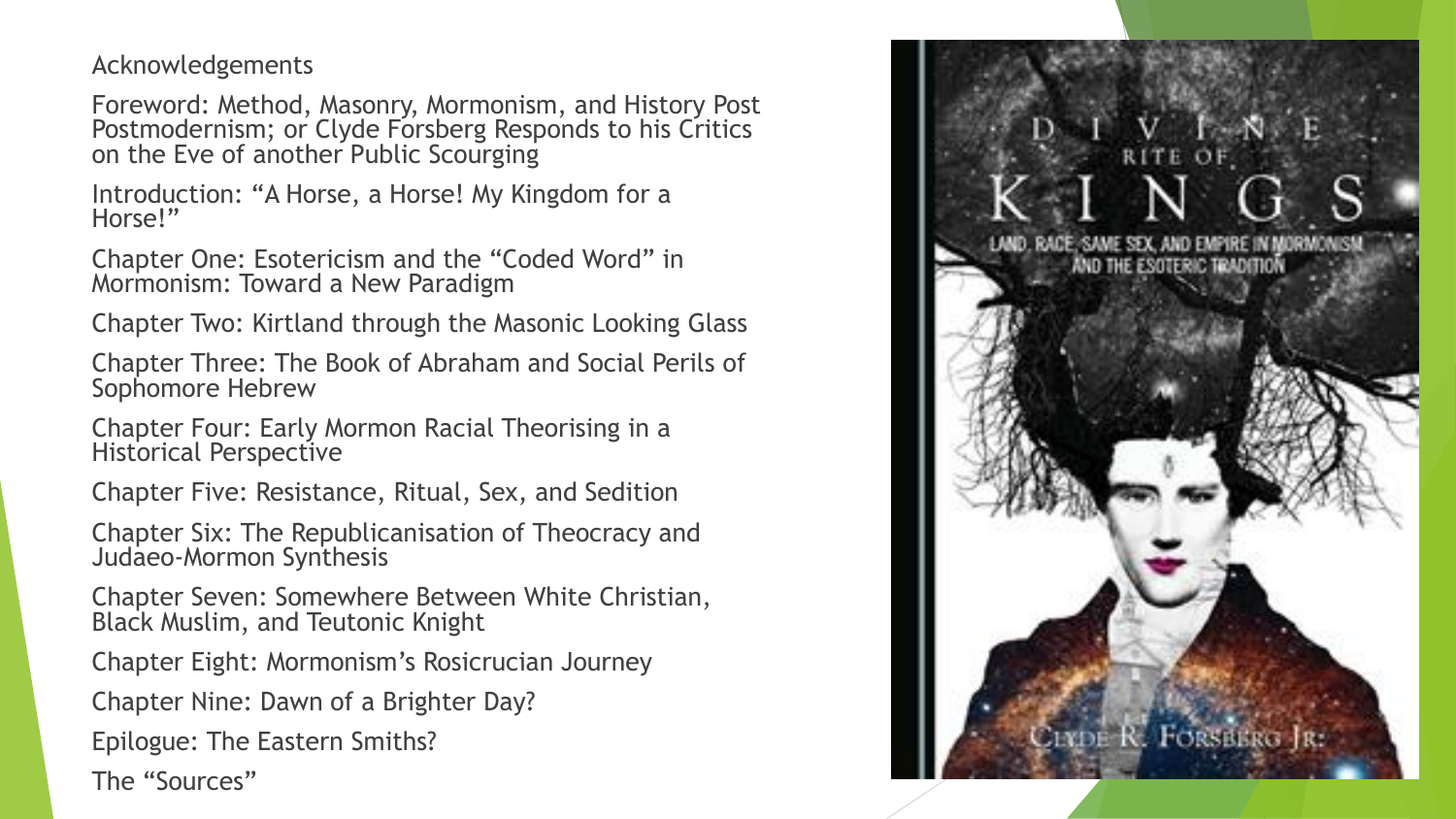Acknowledgements

Foreword: Method, Masonry, Mormonism, and History Post Postmodernism; or Clyde Forsberg Responds to his Critics on the Eve of another Public Scourging

Introduction: "A Horse, a Horse! My Kingdom for a Horse!"

Chapter One: Esotericism and the "Coded Word" in Mormonism: Toward a New Paradigm

Chapter Two: Kirtland through the Masonic Looking Glass

Chapter Three: The Book of Abraham and Social Perils of Sophomore Hebrew

Chapter Four: Early Mormon Racial Theorising in a Historical Perspective

Chapter Five: Resistance, Ritual, Sex, and Sedition

Chapter Six: The Republicanisation of Theocracy and Judaeo-Mormon Synthesis

Chapter Seven: Somewhere Between White Christian, Black Muslim, and Teutonic Knight

Chapter Eight: Mormonism's Rosicrucian Journey

Chapter Nine: Dawn of a Brighter Day?

Epilogue: The Eastern Smiths?

The "Sources"

DIVINE RITE OF KINGS

LAND, RACE, SAME SEX, AND EMPIRE IN MORMONISM AND THE ESOTERIC TRADITION

CLYDE R. FORSBERG JR.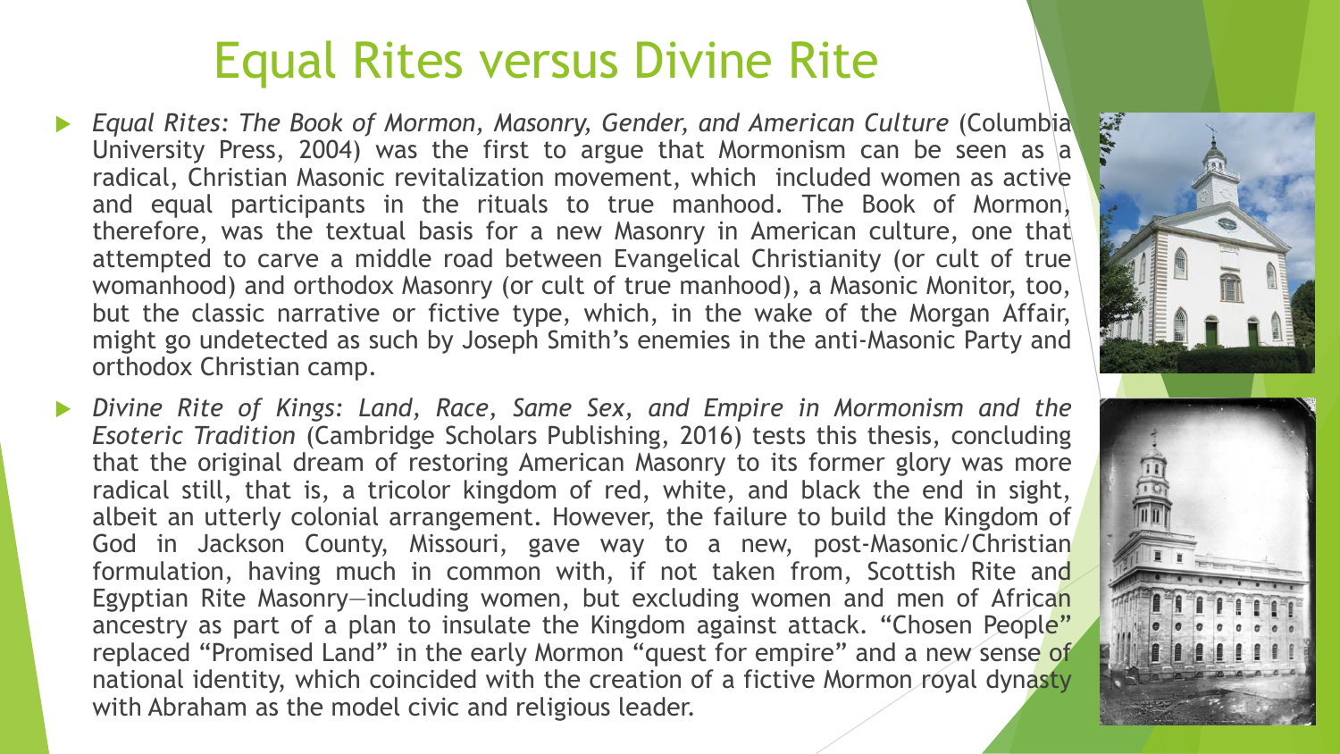# Equal Rites versus Divine Rite

- *Equal Rites: The Book of Mormon, Masonry, Gender, and American Culture* (Columbia University Press, 2004) was the first to argue that Mormonism can be seen as a radical, Christian Masonic revitalization movement, which included women as active and equal participants in the rituals to true manhood. The Book of Mormon, therefore, was the textual basis for a new Masonry in American culture, one that attempted to carve a middle road between Evangelical Christianity (or cult of true womanhood) and orthodox Masonry (or cult of true manhood), a Masonic Monitor, too, but the classic narrative or fictive type, which, in the wake of the Morgan Affair, might go undetected as such by Joseph Smith's enemies in the anti-Masonic Party and orthodox Christian camp.
- *Divine Rite of Kings: Land, Race, Same Sex, and Empire in Mormonism and the Esoteric Tradition* (Cambridge Scholars Publishing, 2016) tests this thesis, concluding that the original dream of restoring American Masonry to its former glory was more radical still, that is, a tricolor kingdom of red, white, and black the end in sight, albeit an utterly colonial arrangement. However, the failure to build the Kingdom of God in Jackson County, Missouri, gave way to a new, post-Masonic/Christian formulation, having much in common with, if not taken from, Scottish Rite and Egyptian Rite Masonry—including women, but excluding women and men of African ancestry as part of a plan to insulate the Kingdom against attack. "Chosen People" replaced "Promised Land" in the early Mormon "quest for empire" and a new sense of national identity, which coincided with the creation of a fictive Mormon royal dynasty with Abraham as the model civic and religious leader.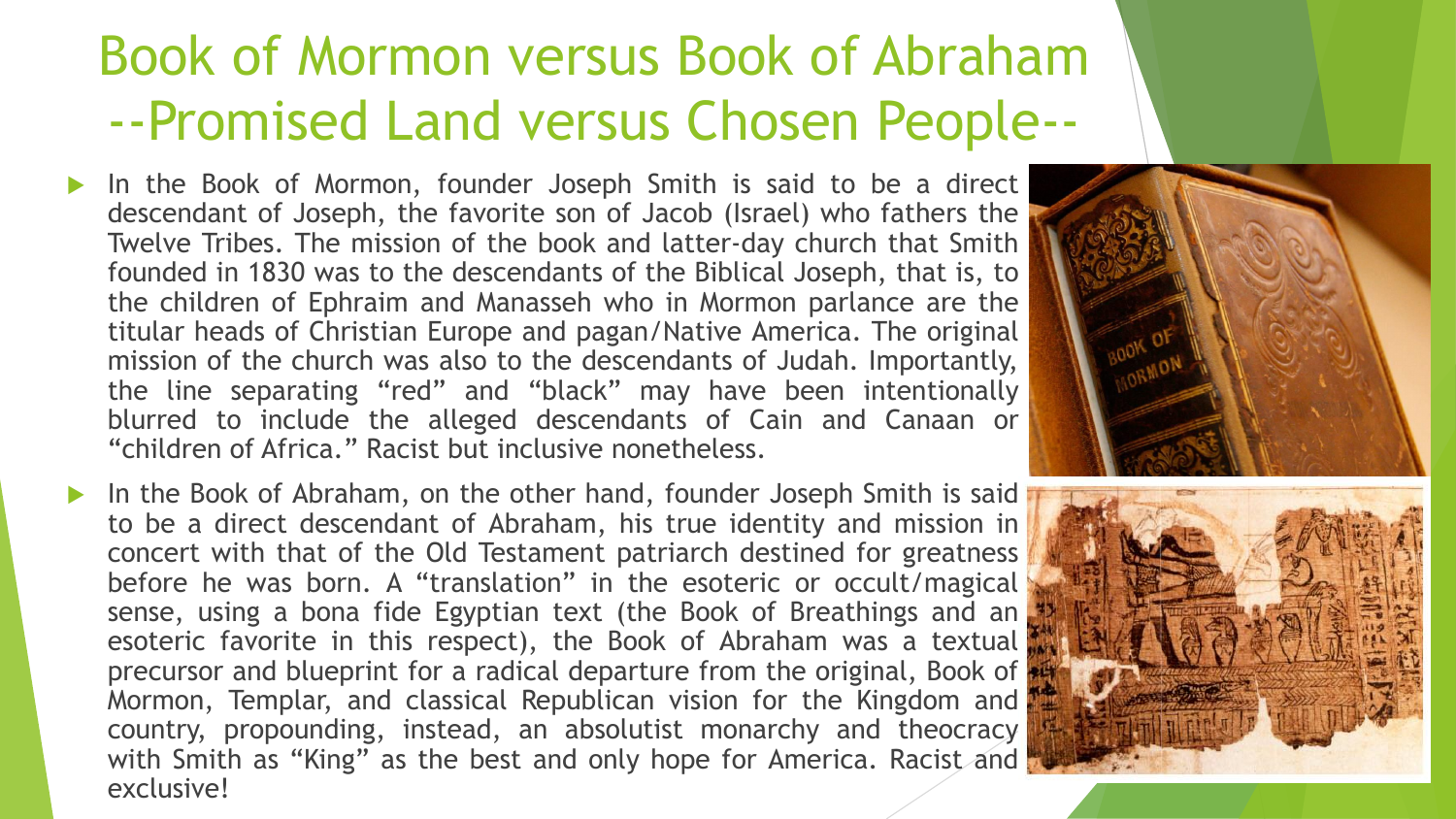# Book of Mormon versus Book of Abraham --Promised Land versus Chosen People--

- In the Book of Mormon, founder Joseph Smith is said to be a direct descendant of Joseph, the favorite son of Jacob (Israel) who fathers the Twelve Tribes. The mission of the book and latter-day church that Smith founded in 1830 was to the descendants of the Biblical Joseph, that is, to the children of Ephraim and Manasseh who in Mormon parlance are the titular heads of Christian Europe and pagan/Native America. The original mission of the church was also to the descendants of Judah. Importantly, the line separating "red" and "black" may have been intentionally blurred to include the alleged descendants of Cain and Canaan or "children of Africa." Racist but inclusive nonetheless.

- In the Book of Abraham, on the other hand, founder Joseph Smith is said to be a direct descendant of Abraham, his true identity and mission in concert with that of the Old Testament patriarch destined for greatness before he was born. A "translation" in the esoteric or occult/magical sense, using a bona fide Egyptian text (the Book of Breathings and an esoteric favorite in this respect), the Book of Abraham was a textual precursor and blueprint for a radical departure from the original, Book of Mormon, Templar, and classical Republican vision for the Kingdom and country, propounding, instead, an absolutist monarchy and theocracy with Smith as "King" as the best and only hope for America. Racist and exclusive!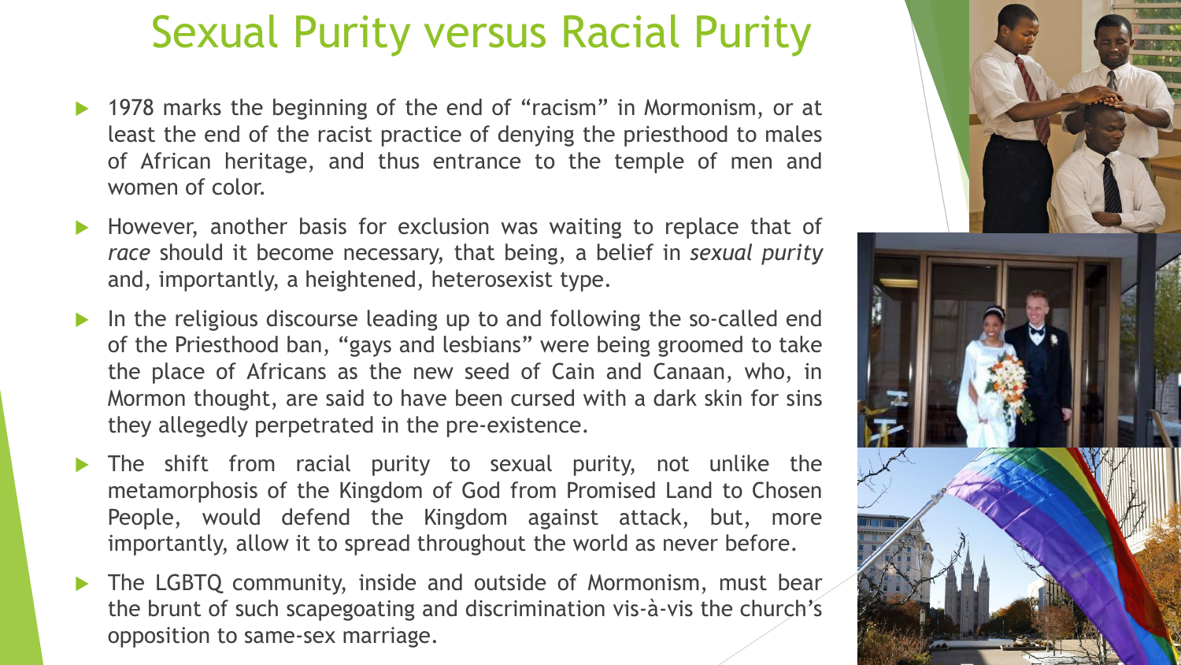# Sexual Purity versus Racial Purity

- 1978 marks the beginning of the end of "racism" in Mormonism, or at least the end of the racist practice of denying the priesthood to males of African heritage, and thus entrance to the temple of men and women of color.
- However, another basis for exclusion was waiting to replace that of *race* should it become necessary, that being, a belief in *sexual purity* and, importantly, a heightened, heterosexist type.
- In the religious discourse leading up to and following the so-called end of the Priesthood ban, "gays and lesbians" were being groomed to take the place of Africans as the new seed of Cain and Canaan, who, in Mormon thought, are said to have been cursed with a dark skin for sins they allegedly perpetrated in the pre-existence.
- The shift from racial purity to sexual purity, not unlike the metamorphosis of the Kingdom of God from Promised Land to Chosen People, would defend the Kingdom against attack, but, more importantly, allow it to spread throughout the world as never before.
- The LGBTQ community, inside and outside of Mormonism, must bear the brunt of such scapegoating and discrimination vis-à-vis the church's opposition to same-sex marriage.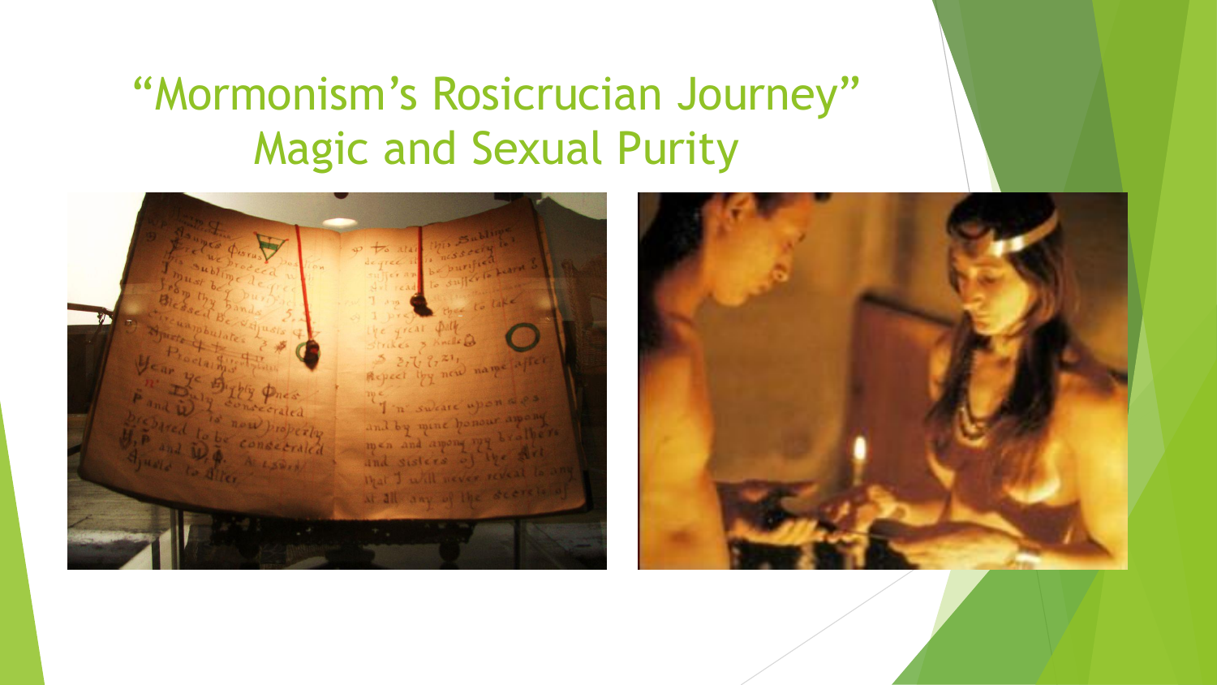# "Mormonism's Rosicrucian Journey"
# Magic and Sexual Purity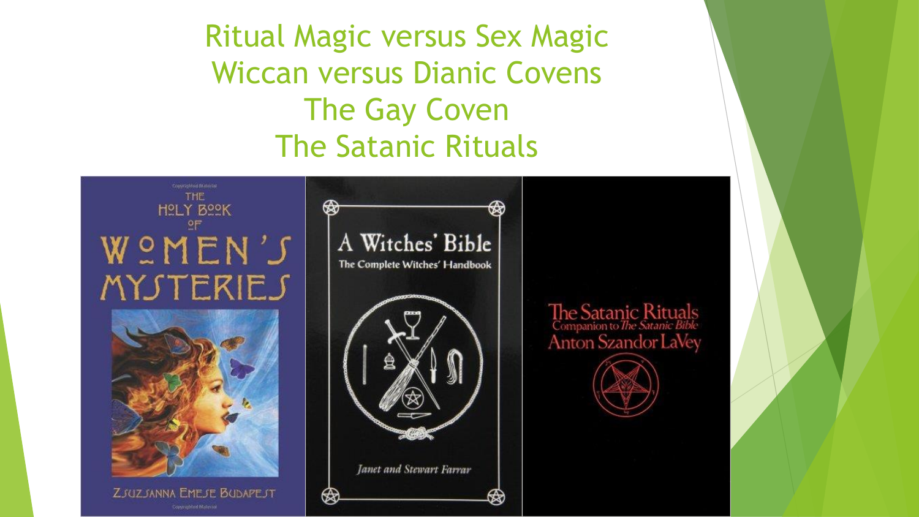# Ritual Magic versus Sex Magic
# Wiccan versus Dianic Covens
# The Gay Coven
# The Satanic Rituals

THE HOLY BOOK OF WOMEN'S MYSTERIES

ZSUZSANNA EMESE BUDAPEST

A Witches' Bible

The Complete Witches' Handbook

Janet and Stewart Farrar

The Satanic Rituals

Companion to The Satanic Bible

Anton Szandor LaVey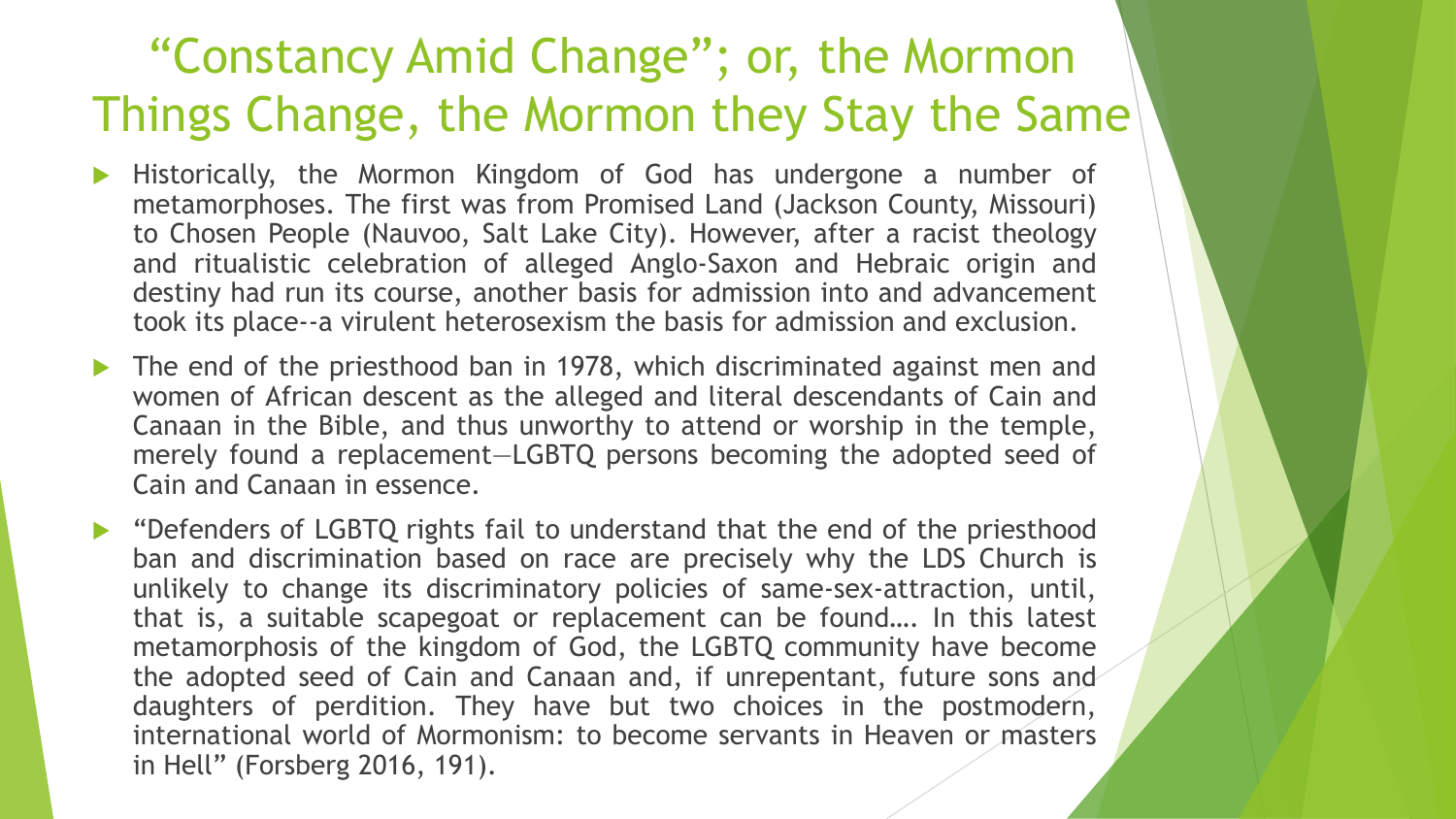# “Constancy Amid Change”; or, the Mormon Things Change, the Mormon they Stay the Same

- Historically, the Mormon Kingdom of God has undergone a number of metamorphoses. The first was from Promised Land (Jackson County, Missouri) to Chosen People (Nauvoo, Salt Lake City). However, after a racist theology and ritualistic celebration of alleged Anglo-Saxon and Hebraic origin and destiny had run its course, another basis for admission into and advancement took its place--a virulent heterosexism the basis for admission and exclusion.
- The end of the priesthood ban in 1978, which discriminated against men and women of African descent as the alleged and literal descendants of Cain and Canaan in the Bible, and thus unworthy to attend or worship in the temple, merely found a replacement—LGBTQ persons becoming the adopted seed of Cain and Canaan in essence.
- “Defenders of LGBTQ rights fail to understand that the end of the priesthood ban and discrimination based on race are precisely why the LDS Church is unlikely to change its discriminatory policies of same-sex-attraction, until, that is, a suitable scapegoat or replacement can be found…. In this latest metamorphosis of the kingdom of God, the LGBTQ community have become the adopted seed of Cain and Canaan and, if unrepentant, future sons and daughters of perdition. They have but two choices in the postmodern, international world of Mormonism: to become servants in Heaven or masters in Hell” (Forsberg 2016, 191).